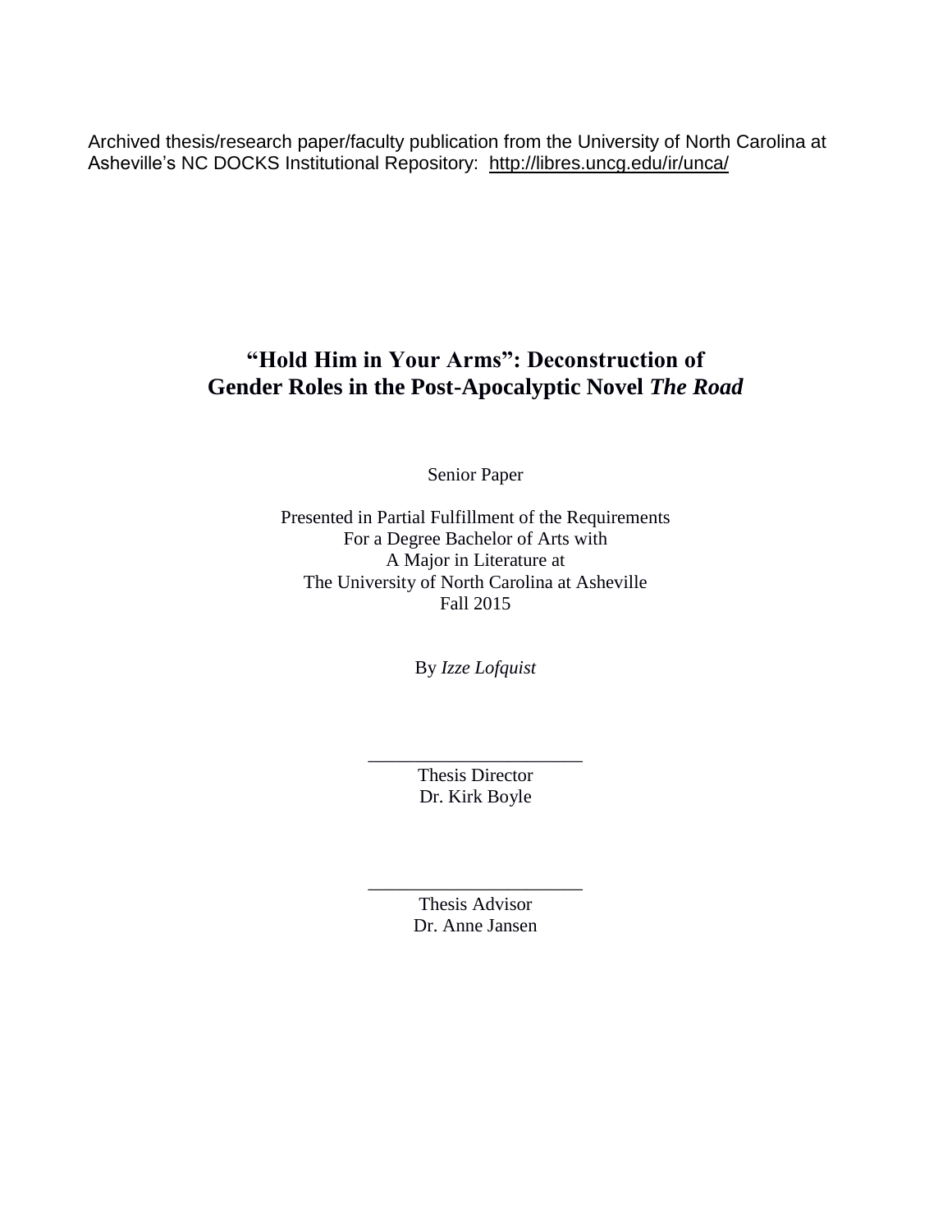Archived thesis/research paper/faculty publication from the University of North Carolina at Asheville's NC DOCKS Institutional Repository: http://libres.uncg.edu/ir/unca/

# "Hold Him in Your Arms": Deconstruction of Gender Roles in the Post-Apocalyptic Novel *The Road*

Senior Paper

Presented in Partial Fulfillment of the Requirements
For a Degree Bachelor of Arts with
A Major in Literature at
The University of North Carolina at Asheville
Fall 2015

By *Izze Lofquist*

______________________
Thesis Director
Dr. Kirk Boyle

______________________
Thesis Advisor
Dr. Anne Jansen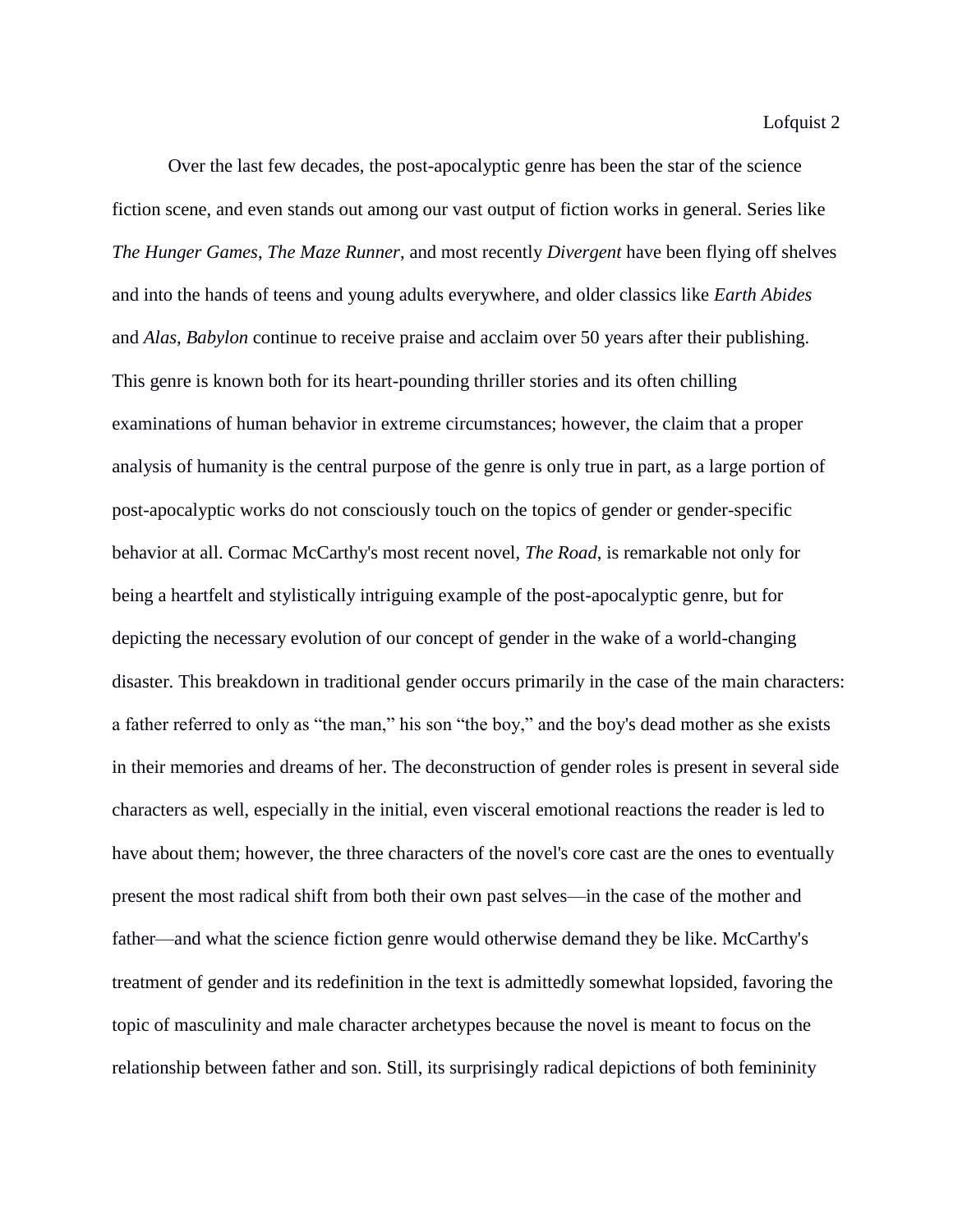Over the last few decades, the post-apocalyptic genre has been the star of the science fiction scene, and even stands out among our vast output of fiction works in general. Series like *The Hunger Games*, *The Maze Runner*, and most recently *Divergent* have been flying off shelves and into the hands of teens and young adults everywhere, and older classics like *Earth Abides* and *Alas, Babylon* continue to receive praise and acclaim over 50 years after their publishing. This genre is known both for its heart-pounding thriller stories and its often chilling examinations of human behavior in extreme circumstances; however, the claim that a proper analysis of humanity is the central purpose of the genre is only true in part, as a large portion of post-apocalyptic works do not consciously touch on the topics of gender or gender-specific behavior at all. Cormac McCarthy's most recent novel, *The Road*, is remarkable not only for being a heartfelt and stylistically intriguing example of the post-apocalyptic genre, but for depicting the necessary evolution of our concept of gender in the wake of a world-changing disaster. This breakdown in traditional gender occurs primarily in the case of the main characters: a father referred to only as "the man," his son "the boy," and the boy's dead mother as she exists in their memories and dreams of her. The deconstruction of gender roles is present in several side characters as well, especially in the initial, even visceral emotional reactions the reader is led to have about them; however, the three characters of the novel's core cast are the ones to eventually present the most radical shift from both their own past selves—in the case of the mother and father—and what the science fiction genre would otherwise demand they be like. McCarthy's treatment of gender and its redefinition in the text is admittedly somewhat lopsided, favoring the topic of masculinity and male character archetypes because the novel is meant to focus on the relationship between father and son. Still, its surprisingly radical depictions of both femininity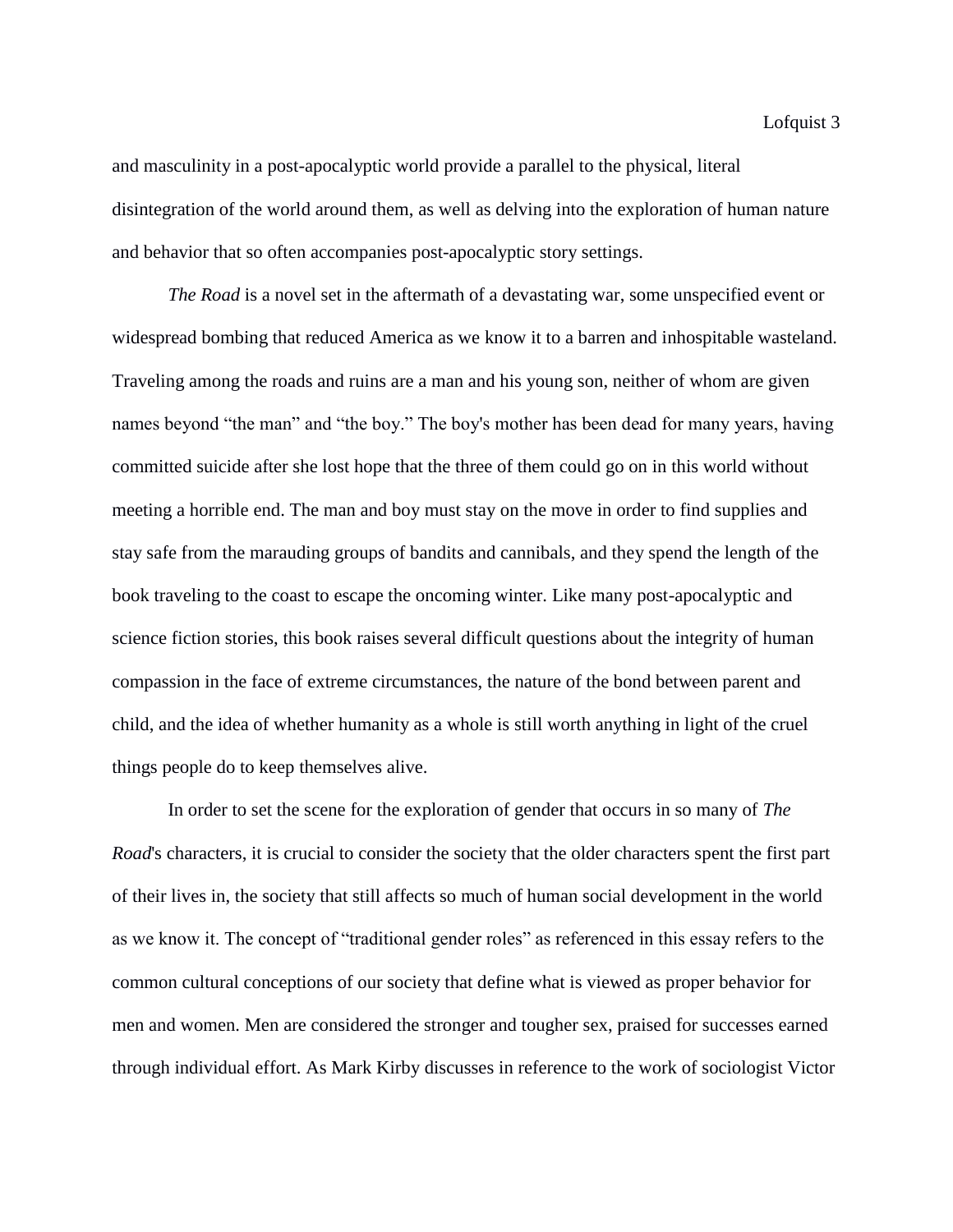and masculinity in a post-apocalyptic world provide a parallel to the physical, literal disintegration of the world around them, as well as delving into the exploration of human nature and behavior that so often accompanies post-apocalyptic story settings.

*The Road* is a novel set in the aftermath of a devastating war, some unspecified event or widespread bombing that reduced America as we know it to a barren and inhospitable wasteland. Traveling among the roads and ruins are a man and his young son, neither of whom are given names beyond "the man" and "the boy." The boy's mother has been dead for many years, having committed suicide after she lost hope that the three of them could go on in this world without meeting a horrible end. The man and boy must stay on the move in order to find supplies and stay safe from the marauding groups of bandits and cannibals, and they spend the length of the book traveling to the coast to escape the oncoming winter. Like many post-apocalyptic and science fiction stories, this book raises several difficult questions about the integrity of human compassion in the face of extreme circumstances, the nature of the bond between parent and child, and the idea of whether humanity as a whole is still worth anything in light of the cruel things people do to keep themselves alive.

In order to set the scene for the exploration of gender that occurs in so many of *The Road*'s characters, it is crucial to consider the society that the older characters spent the first part of their lives in, the society that still affects so much of human social development in the world as we know it. The concept of "traditional gender roles" as referenced in this essay refers to the common cultural conceptions of our society that define what is viewed as proper behavior for men and women. Men are considered the stronger and tougher sex, praised for successes earned through individual effort. As Mark Kirby discusses in reference to the work of sociologist Victor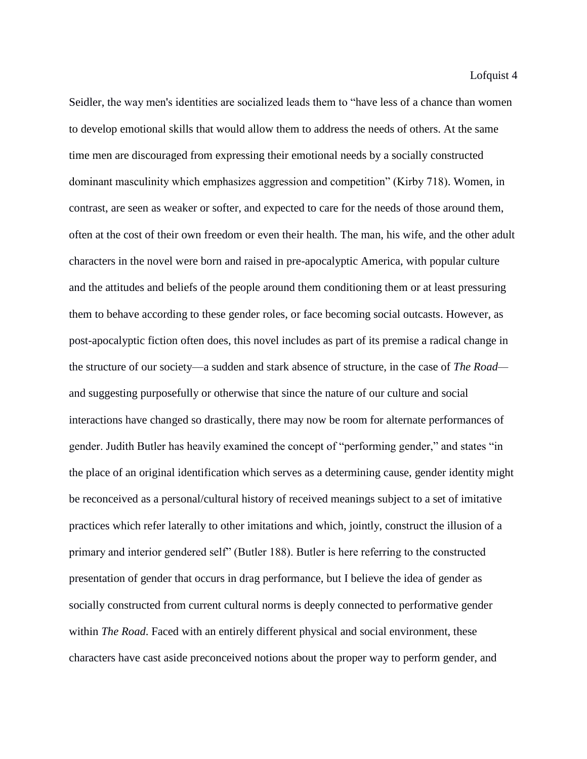Seidler, the way men's identities are socialized leads them to "have less of a chance than women to develop emotional skills that would allow them to address the needs of others. At the same time men are discouraged from expressing their emotional needs by a socially constructed dominant masculinity which emphasizes aggression and competition" (Kirby 718). Women, in contrast, are seen as weaker or softer, and expected to care for the needs of those around them, often at the cost of their own freedom or even their health. The man, his wife, and the other adult characters in the novel were born and raised in pre-apocalyptic America, with popular culture and the attitudes and beliefs of the people around them conditioning them or at least pressuring them to behave according to these gender roles, or face becoming social outcasts. However, as post-apocalyptic fiction often does, this novel includes as part of its premise a radical change in the structure of our society—a sudden and stark absence of structure, in the case of *The Road*—and suggesting purposefully or otherwise that since the nature of our culture and social interactions have changed so drastically, there may now be room for alternate performances of gender. Judith Butler has heavily examined the concept of "performing gender," and states "in the place of an original identification which serves as a determining cause, gender identity might be reconceived as a personal/cultural history of received meanings subject to a set of imitative practices which refer laterally to other imitations and which, jointly, construct the illusion of a primary and interior gendered self" (Butler 188). Butler is here referring to the constructed presentation of gender that occurs in drag performance, but I believe the idea of gender as socially constructed from current cultural norms is deeply connected to performative gender within *The Road*. Faced with an entirely different physical and social environment, these characters have cast aside preconceived notions about the proper way to perform gender, and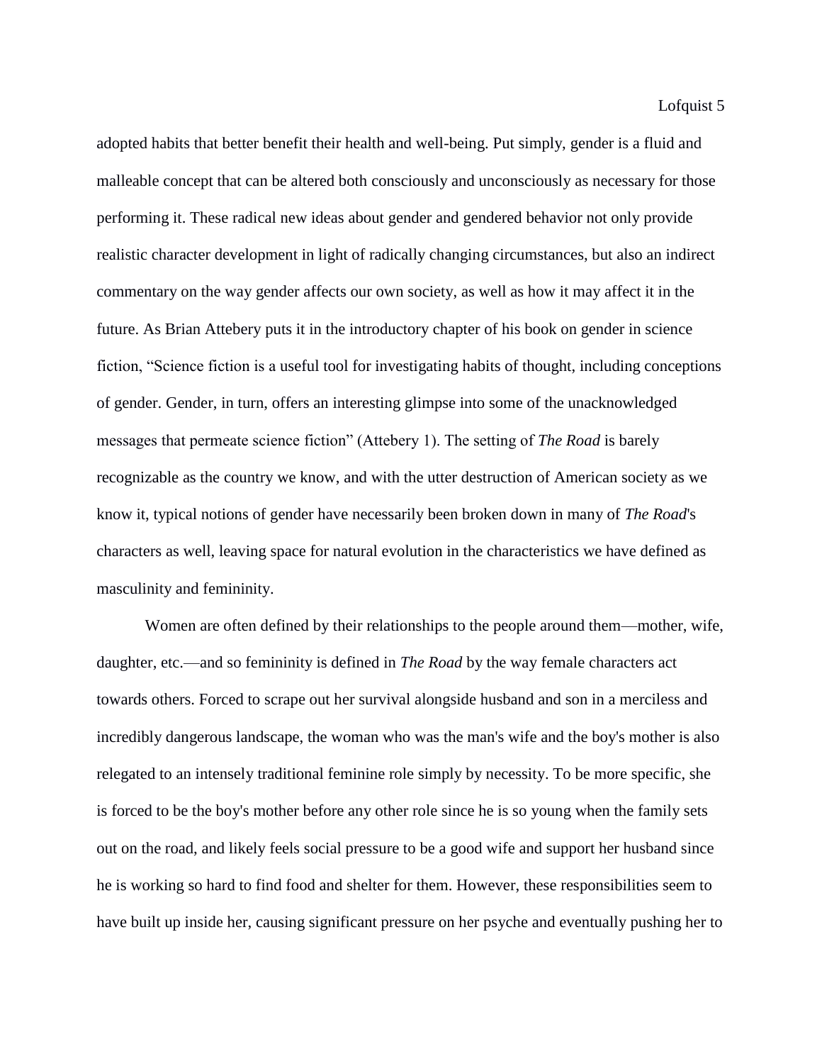adopted habits that better benefit their health and well-being. Put simply, gender is a fluid and malleable concept that can be altered both consciously and unconsciously as necessary for those performing it. These radical new ideas about gender and gendered behavior not only provide realistic character development in light of radically changing circumstances, but also an indirect commentary on the way gender affects our own society, as well as how it may affect it in the future. As Brian Attebery puts it in the introductory chapter of his book on gender in science fiction, "Science fiction is a useful tool for investigating habits of thought, including conceptions of gender. Gender, in turn, offers an interesting glimpse into some of the unacknowledged messages that permeate science fiction" (Attebery 1). The setting of *The Road* is barely recognizable as the country we know, and with the utter destruction of American society as we know it, typical notions of gender have necessarily been broken down in many of *The Road*'s characters as well, leaving space for natural evolution in the characteristics we have defined as masculinity and femininity.

Women are often defined by their relationships to the people around them—mother, wife, daughter, etc.—and so femininity is defined in *The Road* by the way female characters act towards others. Forced to scrape out her survival alongside husband and son in a merciless and incredibly dangerous landscape, the woman who was the man's wife and the boy's mother is also relegated to an intensely traditional feminine role simply by necessity. To be more specific, she is forced to be the boy's mother before any other role since he is so young when the family sets out on the road, and likely feels social pressure to be a good wife and support her husband since he is working so hard to find food and shelter for them. However, these responsibilities seem to have built up inside her, causing significant pressure on her psyche and eventually pushing her to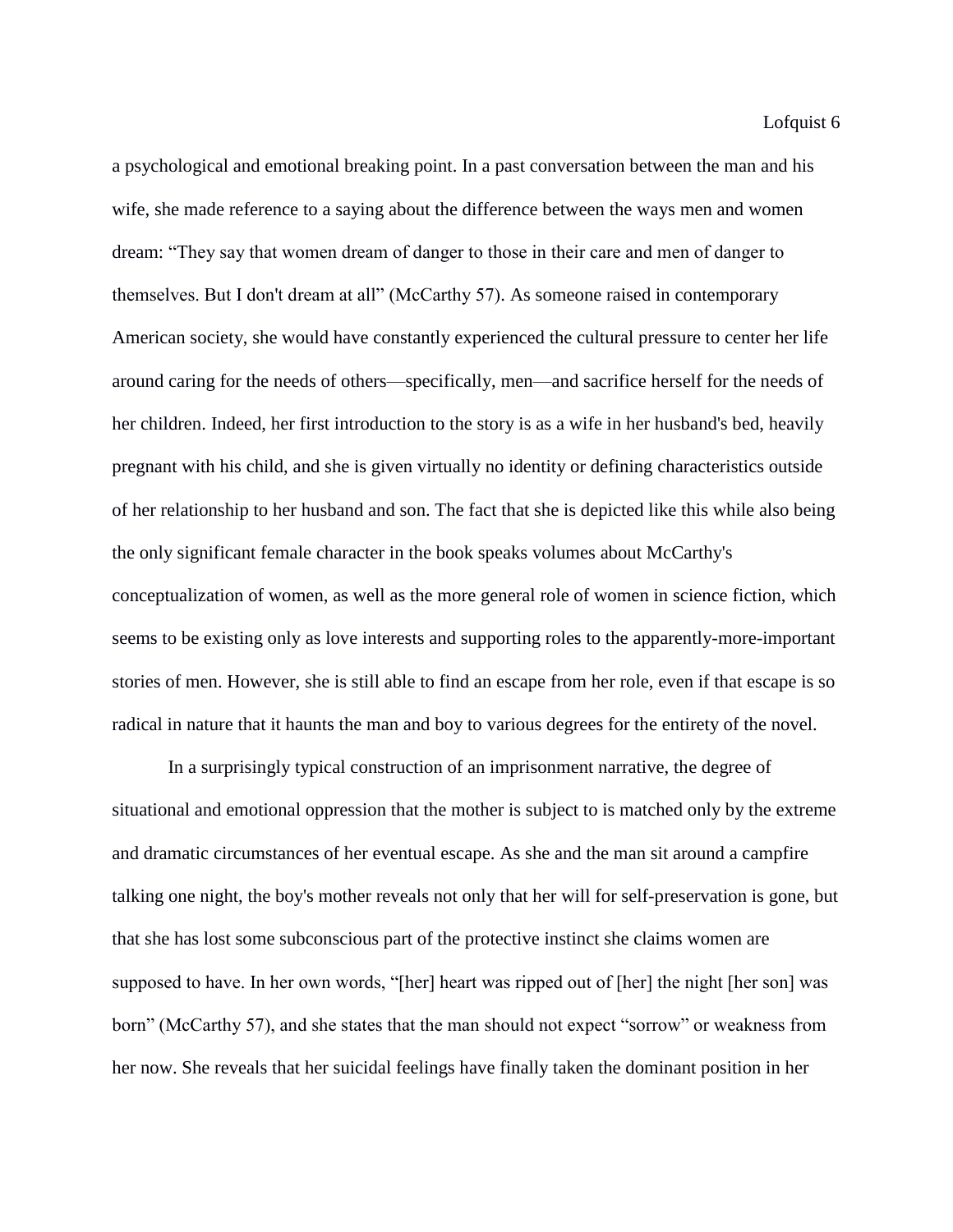a psychological and emotional breaking point. In a past conversation between the man and his wife, she made reference to a saying about the difference between the ways men and women dream: "They say that women dream of danger to those in their care and men of danger to themselves. But I don't dream at all" (McCarthy 57). As someone raised in contemporary American society, she would have constantly experienced the cultural pressure to center her life around caring for the needs of others—specifically, men—and sacrifice herself for the needs of her children. Indeed, her first introduction to the story is as a wife in her husband's bed, heavily pregnant with his child, and she is given virtually no identity or defining characteristics outside of her relationship to her husband and son. The fact that she is depicted like this while also being the only significant female character in the book speaks volumes about McCarthy's conceptualization of women, as well as the more general role of women in science fiction, which seems to be existing only as love interests and supporting roles to the apparently-more-important stories of men. However, she is still able to find an escape from her role, even if that escape is so radical in nature that it haunts the man and boy to various degrees for the entirety of the novel.

In a surprisingly typical construction of an imprisonment narrative, the degree of situational and emotional oppression that the mother is subject to is matched only by the extreme and dramatic circumstances of her eventual escape. As she and the man sit around a campfire talking one night, the boy's mother reveals not only that her will for self-preservation is gone, but that she has lost some subconscious part of the protective instinct she claims women are supposed to have. In her own words, "[her] heart was ripped out of [her] the night [her son] was born" (McCarthy 57), and she states that the man should not expect "sorrow" or weakness from her now. She reveals that her suicidal feelings have finally taken the dominant position in her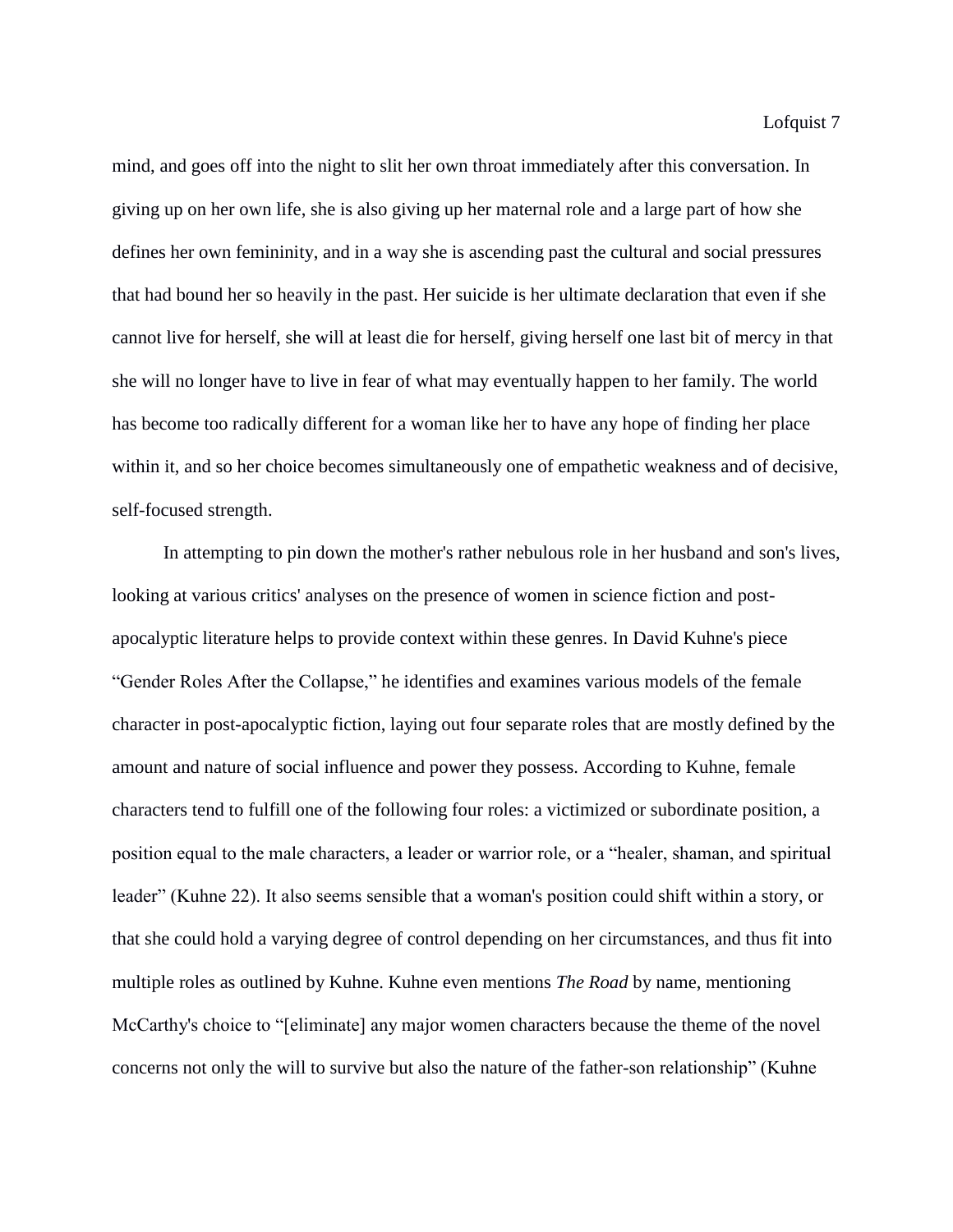mind, and goes off into the night to slit her own throat immediately after this conversation. In giving up on her own life, she is also giving up her maternal role and a large part of how she defines her own femininity, and in a way she is ascending past the cultural and social pressures that had bound her so heavily in the past. Her suicide is her ultimate declaration that even if she cannot live for herself, she will at least die for herself, giving herself one last bit of mercy in that she will no longer have to live in fear of what may eventually happen to her family. The world has become too radically different for a woman like her to have any hope of finding her place within it, and so her choice becomes simultaneously one of empathetic weakness and of decisive, self-focused strength.

In attempting to pin down the mother's rather nebulous role in her husband and son's lives, looking at various critics' analyses on the presence of women in science fiction and post-apocalyptic literature helps to provide context within these genres. In David Kuhne's piece "Gender Roles After the Collapse," he identifies and examines various models of the female character in post-apocalyptic fiction, laying out four separate roles that are mostly defined by the amount and nature of social influence and power they possess. According to Kuhne, female characters tend to fulfill one of the following four roles: a victimized or subordinate position, a position equal to the male characters, a leader or warrior role, or a "healer, shaman, and spiritual leader" (Kuhne 22). It also seems sensible that a woman's position could shift within a story, or that she could hold a varying degree of control depending on her circumstances, and thus fit into multiple roles as outlined by Kuhne. Kuhne even mentions *The Road* by name, mentioning McCarthy's choice to "[eliminate] any major women characters because the theme of the novel concerns not only the will to survive but also the nature of the father-son relationship" (Kuhne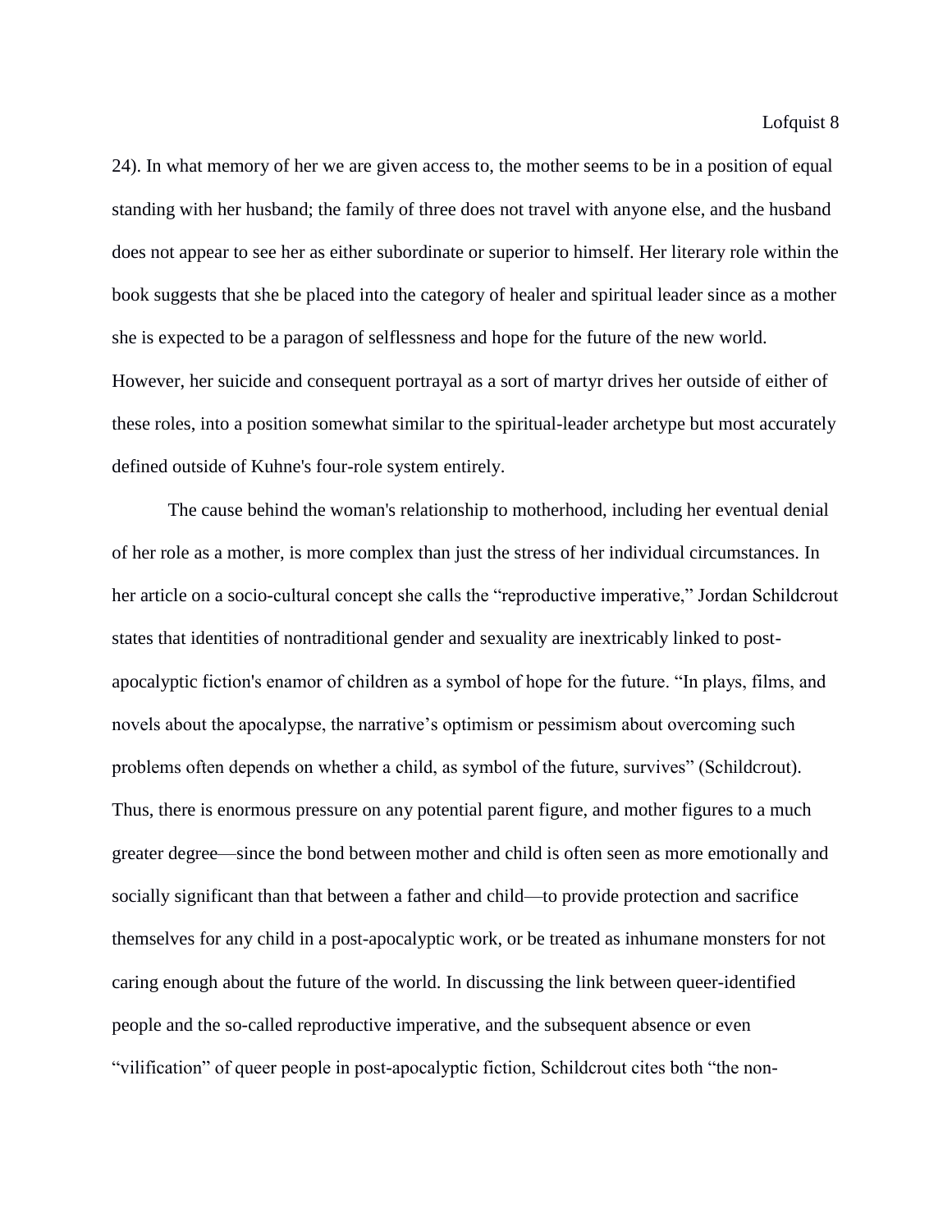24). In what memory of her we are given access to, the mother seems to be in a position of equal standing with her husband; the family of three does not travel with anyone else, and the husband does not appear to see her as either subordinate or superior to himself. Her literary role within the book suggests that she be placed into the category of healer and spiritual leader since as a mother she is expected to be a paragon of selflessness and hope for the future of the new world. However, her suicide and consequent portrayal as a sort of martyr drives her outside of either of these roles, into a position somewhat similar to the spiritual-leader archetype but most accurately defined outside of Kuhne's four-role system entirely.

The cause behind the woman's relationship to motherhood, including her eventual denial of her role as a mother, is more complex than just the stress of her individual circumstances. In her article on a socio-cultural concept she calls the "reproductive imperative," Jordan Schildcrout states that identities of nontraditional gender and sexuality are inextricably linked to post-apocalyptic fiction's enamor of children as a symbol of hope for the future. "In plays, films, and novels about the apocalypse, the narrative's optimism or pessimism about overcoming such problems often depends on whether a child, as symbol of the future, survives" (Schildcrout). Thus, there is enormous pressure on any potential parent figure, and mother figures to a much greater degree—since the bond between mother and child is often seen as more emotionally and socially significant than that between a father and child—to provide protection and sacrifice themselves for any child in a post-apocalyptic work, or be treated as inhumane monsters for not caring enough about the future of the world. In discussing the link between queer-identified people and the so-called reproductive imperative, and the subsequent absence or even "vilification" of queer people in post-apocalyptic fiction, Schildcrout cites both "the non-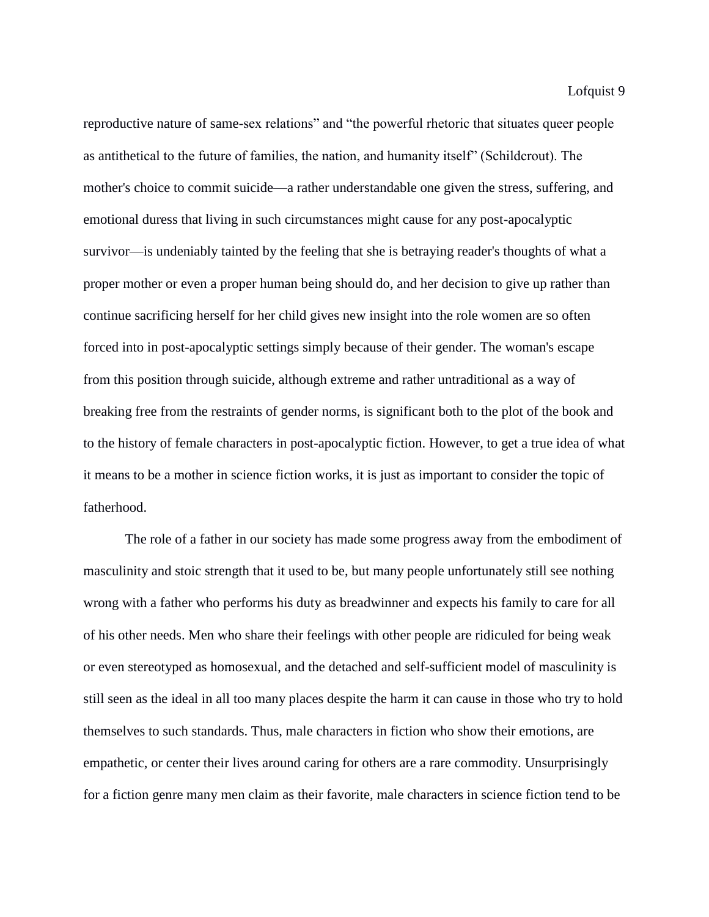reproductive nature of same-sex relations" and "the powerful rhetoric that situates queer people as antithetical to the future of families, the nation, and humanity itself" (Schildcrout). The mother's choice to commit suicide—a rather understandable one given the stress, suffering, and emotional duress that living in such circumstances might cause for any post-apocalyptic survivor—is undeniably tainted by the feeling that she is betraying reader's thoughts of what a proper mother or even a proper human being should do, and her decision to give up rather than continue sacrificing herself for her child gives new insight into the role women are so often forced into in post-apocalyptic settings simply because of their gender. The woman's escape from this position through suicide, although extreme and rather untraditional as a way of breaking free from the restraints of gender norms, is significant both to the plot of the book and to the history of female characters in post-apocalyptic fiction. However, to get a true idea of what it means to be a mother in science fiction works, it is just as important to consider the topic of fatherhood.

The role of a father in our society has made some progress away from the embodiment of masculinity and stoic strength that it used to be, but many people unfortunately still see nothing wrong with a father who performs his duty as breadwinner and expects his family to care for all of his other needs. Men who share their feelings with other people are ridiculed for being weak or even stereotyped as homosexual, and the detached and self-sufficient model of masculinity is still seen as the ideal in all too many places despite the harm it can cause in those who try to hold themselves to such standards. Thus, male characters in fiction who show their emotions, are empathetic, or center their lives around caring for others are a rare commodity. Unsurprisingly for a fiction genre many men claim as their favorite, male characters in science fiction tend to be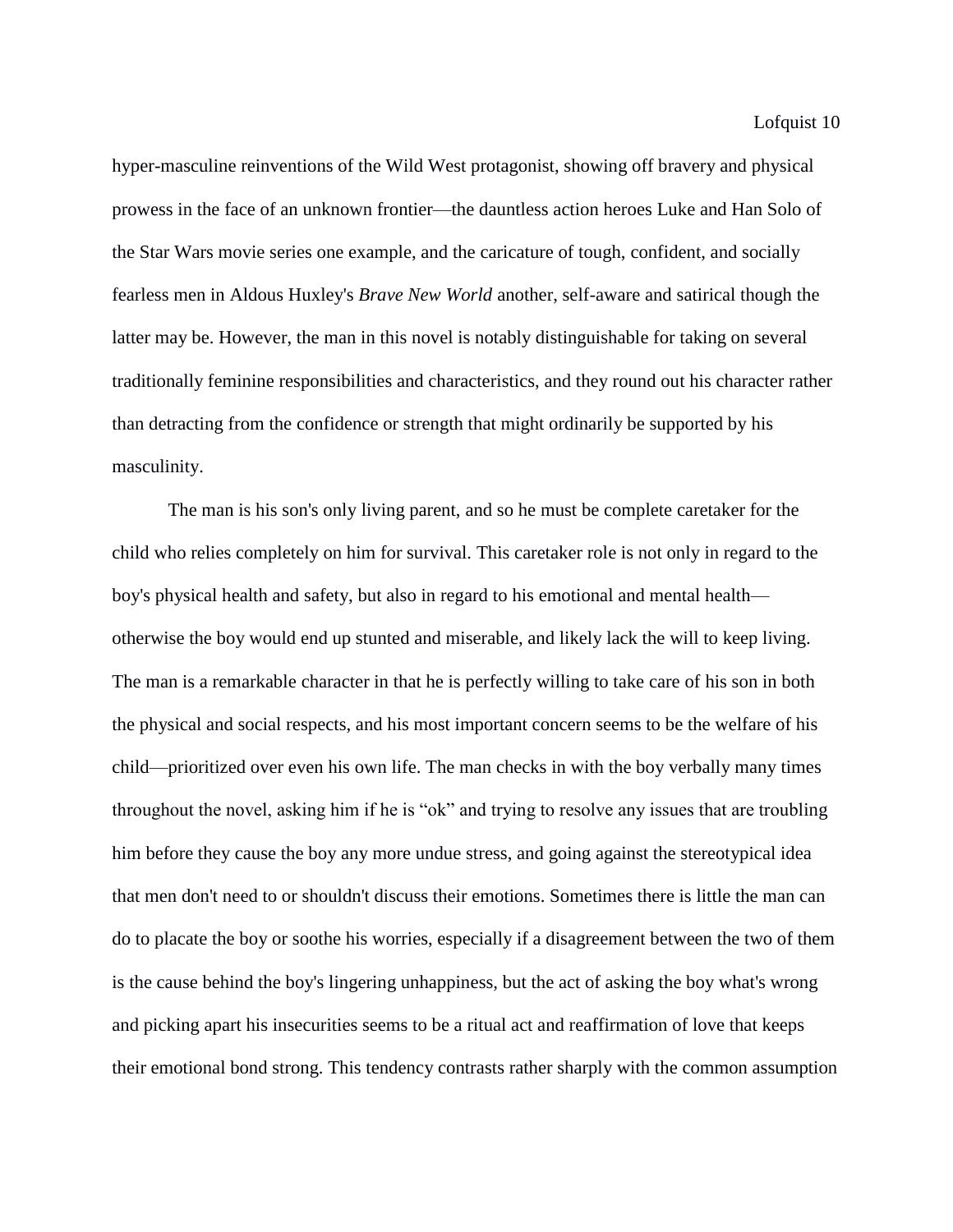hyper-masculine reinventions of the Wild West protagonist, showing off bravery and physical prowess in the face of an unknown frontier—the dauntless action heroes Luke and Han Solo of the Star Wars movie series one example, and the caricature of tough, confident, and socially fearless men in Aldous Huxley's *Brave New World* another, self-aware and satirical though the latter may be. However, the man in this novel is notably distinguishable for taking on several traditionally feminine responsibilities and characteristics, and they round out his character rather than detracting from the confidence or strength that might ordinarily be supported by his masculinity.

The man is his son's only living parent, and so he must be complete caretaker for the child who relies completely on him for survival. This caretaker role is not only in regard to the boy's physical health and safety, but also in regard to his emotional and mental health—otherwise the boy would end up stunted and miserable, and likely lack the will to keep living. The man is a remarkable character in that he is perfectly willing to take care of his son in both the physical and social respects, and his most important concern seems to be the welfare of his child—prioritized over even his own life. The man checks in with the boy verbally many times throughout the novel, asking him if he is "ok" and trying to resolve any issues that are troubling him before they cause the boy any more undue stress, and going against the stereotypical idea that men don't need to or shouldn't discuss their emotions. Sometimes there is little the man can do to placate the boy or soothe his worries, especially if a disagreement between the two of them is the cause behind the boy's lingering unhappiness, but the act of asking the boy what's wrong and picking apart his insecurities seems to be a ritual act and reaffirmation of love that keeps their emotional bond strong. This tendency contrasts rather sharply with the common assumption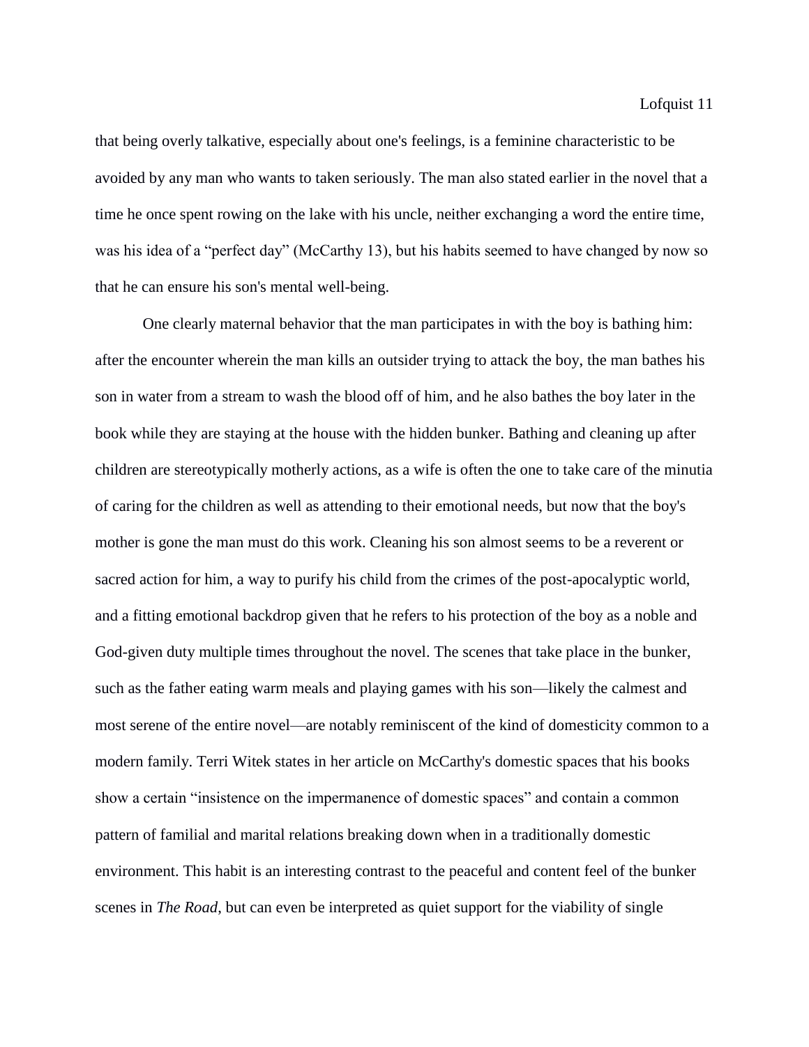that being overly talkative, especially about one's feelings, is a feminine characteristic to be avoided by any man who wants to taken seriously. The man also stated earlier in the novel that a time he once spent rowing on the lake with his uncle, neither exchanging a word the entire time, was his idea of a "perfect day" (McCarthy 13), but his habits seemed to have changed by now so that he can ensure his son's mental well-being.

One clearly maternal behavior that the man participates in with the boy is bathing him: after the encounter wherein the man kills an outsider trying to attack the boy, the man bathes his son in water from a stream to wash the blood off of him, and he also bathes the boy later in the book while they are staying at the house with the hidden bunker. Bathing and cleaning up after children are stereotypically motherly actions, as a wife is often the one to take care of the minutia of caring for the children as well as attending to their emotional needs, but now that the boy's mother is gone the man must do this work. Cleaning his son almost seems to be a reverent or sacred action for him, a way to purify his child from the crimes of the post-apocalyptic world, and a fitting emotional backdrop given that he refers to his protection of the boy as a noble and God-given duty multiple times throughout the novel. The scenes that take place in the bunker, such as the father eating warm meals and playing games with his son—likely the calmest and most serene of the entire novel—are notably reminiscent of the kind of domesticity common to a modern family. Terri Witek states in her article on McCarthy's domestic spaces that his books show a certain "insistence on the impermanence of domestic spaces" and contain a common pattern of familial and marital relations breaking down when in a traditionally domestic environment. This habit is an interesting contrast to the peaceful and content feel of the bunker scenes in *The Road*, but can even be interpreted as quiet support for the viability of single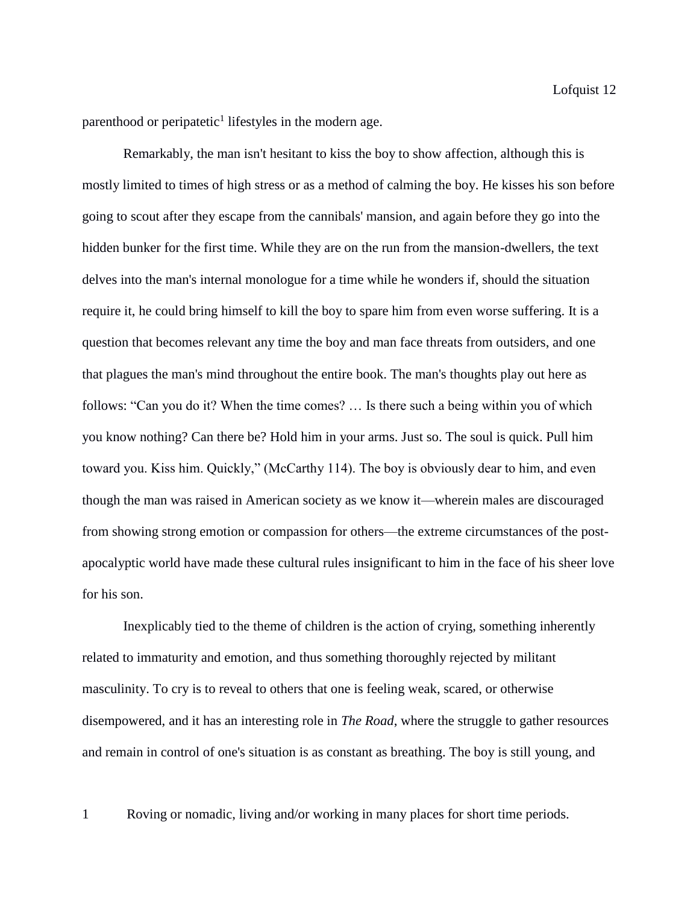parenthood or peripatetic[1] lifestyles in the modern age.

Remarkably, the man isn't hesitant to kiss the boy to show affection, although this is mostly limited to times of high stress or as a method of calming the boy. He kisses his son before going to scout after they escape from the cannibals' mansion, and again before they go into the hidden bunker for the first time. While they are on the run from the mansion-dwellers, the text delves into the man's internal monologue for a time while he wonders if, should the situation require it, he could bring himself to kill the boy to spare him from even worse suffering. It is a question that becomes relevant any time the boy and man face threats from outsiders, and one that plagues the man's mind throughout the entire book. The man's thoughts play out here as follows: "Can you do it? When the time comes? … Is there such a being within you of which you know nothing? Can there be? Hold him in your arms. Just so. The soul is quick. Pull him toward you. Kiss him. Quickly," (McCarthy 114). The boy is obviously dear to him, and even though the man was raised in American society as we know it—wherein males are discouraged from showing strong emotion or compassion for others—the extreme circumstances of the post-apocalyptic world have made these cultural rules insignificant to him in the face of his sheer love for his son.

Inexplicably tied to the theme of children is the action of crying, something inherently related to immaturity and emotion, and thus something thoroughly rejected by militant masculinity. To cry is to reveal to others that one is feeling weak, scared, or otherwise disempowered, and it has an interesting role in *The Road*, where the struggle to gather resources and remain in control of one's situation is as constant as breathing. The boy is still young, and

1 Roving or nomadic, living and/or working in many places for short time periods.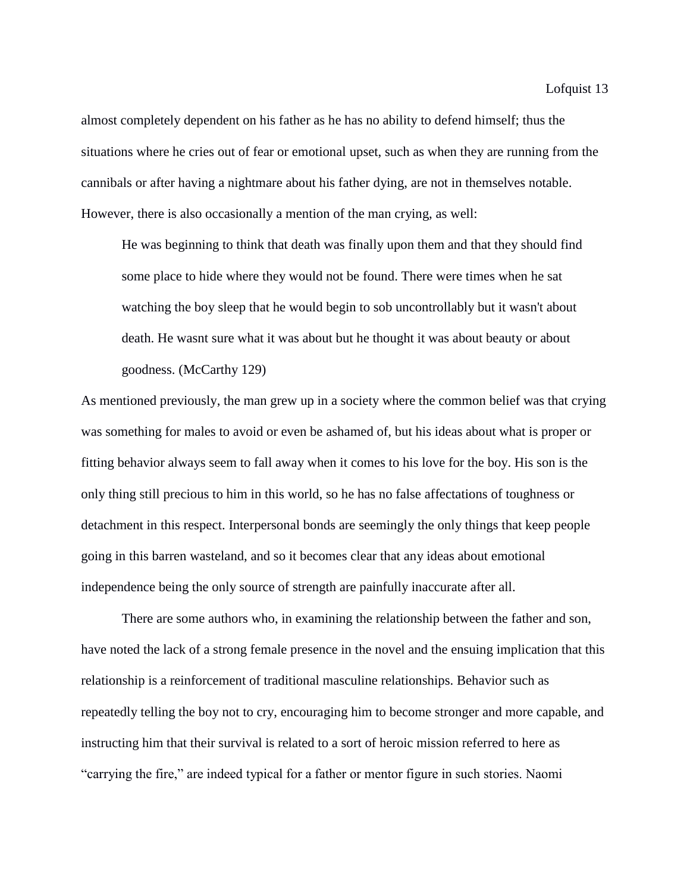almost completely dependent on his father as he has no ability to defend himself; thus the situations where he cries out of fear or emotional upset, such as when they are running from the cannibals or after having a nightmare about his father dying, are not in themselves notable. However, there is also occasionally a mention of the man crying, as well:

> He was beginning to think that death was finally upon them and that they should find some place to hide where they would not be found. There were times when he sat watching the boy sleep that he would begin to sob uncontrollably but it wasn't about death. He wasnt sure what it was about but he thought it was about beauty or about goodness. (McCarthy 129)

As mentioned previously, the man grew up in a society where the common belief was that crying was something for males to avoid or even be ashamed of, but his ideas about what is proper or fitting behavior always seem to fall away when it comes to his love for the boy. His son is the only thing still precious to him in this world, so he has no false affectations of toughness or detachment in this respect. Interpersonal bonds are seemingly the only things that keep people going in this barren wasteland, and so it becomes clear that any ideas about emotional independence being the only source of strength are painfully inaccurate after all.

There are some authors who, in examining the relationship between the father and son, have noted the lack of a strong female presence in the novel and the ensuing implication that this relationship is a reinforcement of traditional masculine relationships. Behavior such as repeatedly telling the boy not to cry, encouraging him to become stronger and more capable, and instructing him that their survival is related to a sort of heroic mission referred to here as "carrying the fire," are indeed typical for a father or mentor figure in such stories. Naomi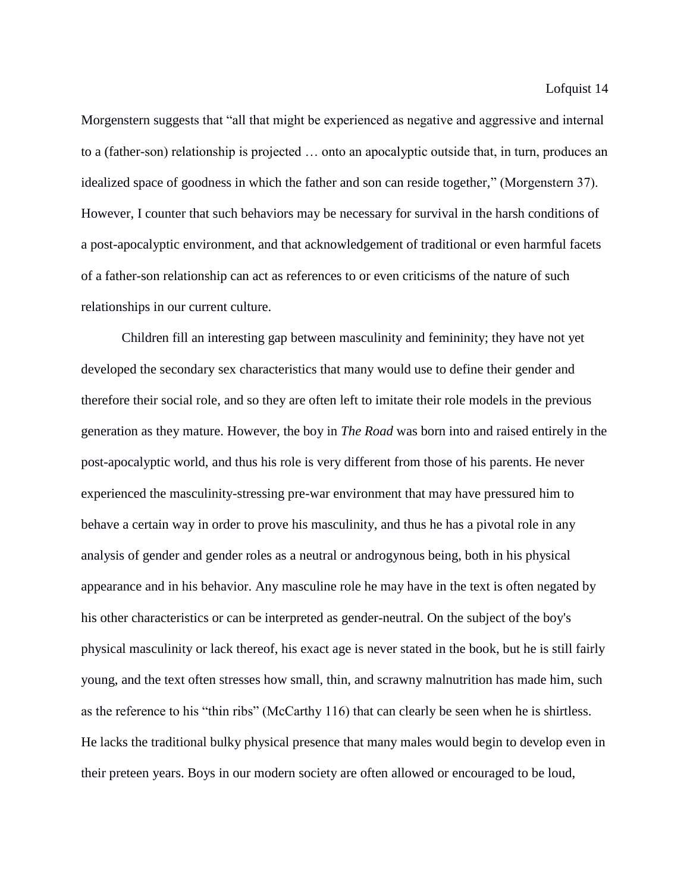Morgenstern suggests that "all that might be experienced as negative and aggressive and internal to a (father-son) relationship is projected … onto an apocalyptic outside that, in turn, produces an idealized space of goodness in which the father and son can reside together," (Morgenstern 37). However, I counter that such behaviors may be necessary for survival in the harsh conditions of a post-apocalyptic environment, and that acknowledgement of traditional or even harmful facets of a father-son relationship can act as references to or even criticisms of the nature of such relationships in our current culture.

Children fill an interesting gap between masculinity and femininity; they have not yet developed the secondary sex characteristics that many would use to define their gender and therefore their social role, and so they are often left to imitate their role models in the previous generation as they mature. However, the boy in *The Road* was born into and raised entirely in the post-apocalyptic world, and thus his role is very different from those of his parents. He never experienced the masculinity-stressing pre-war environment that may have pressured him to behave a certain way in order to prove his masculinity, and thus he has a pivotal role in any analysis of gender and gender roles as a neutral or androgynous being, both in his physical appearance and in his behavior. Any masculine role he may have in the text is often negated by his other characteristics or can be interpreted as gender-neutral. On the subject of the boy's physical masculinity or lack thereof, his exact age is never stated in the book, but he is still fairly young, and the text often stresses how small, thin, and scrawny malnutrition has made him, such as the reference to his "thin ribs" (McCarthy 116) that can clearly be seen when he is shirtless. He lacks the traditional bulky physical presence that many males would begin to develop even in their preteen years. Boys in our modern society are often allowed or encouraged to be loud,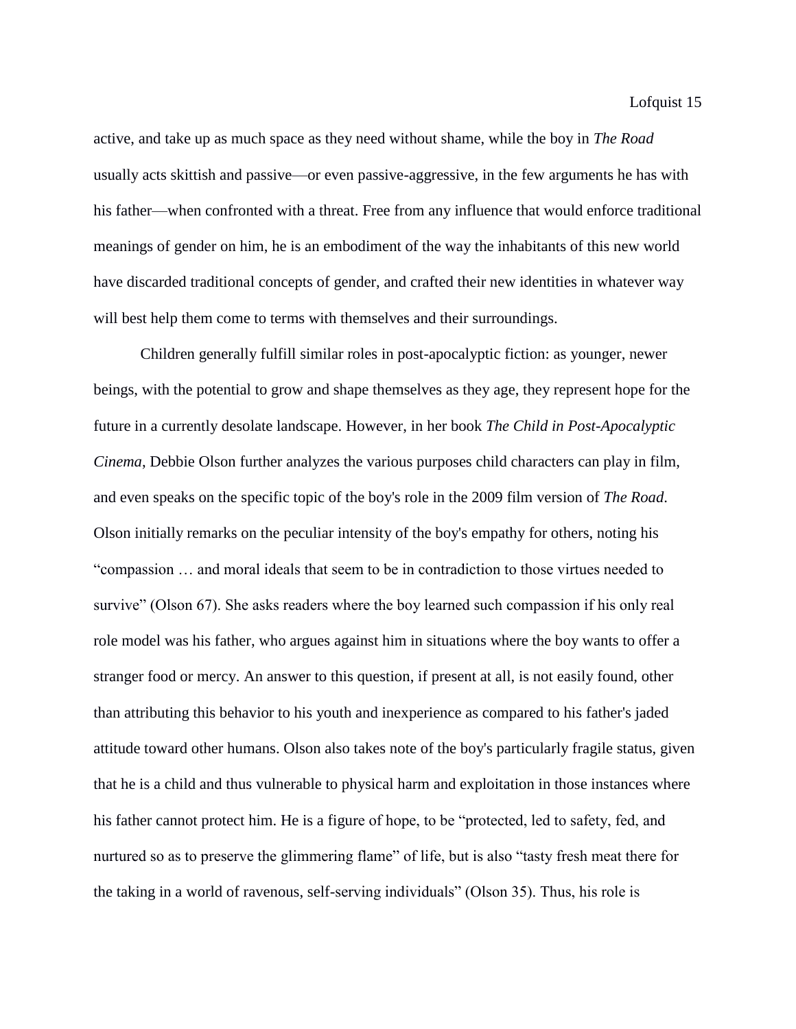active, and take up as much space as they need without shame, while the boy in *The Road* usually acts skittish and passive—or even passive-aggressive, in the few arguments he has with his father—when confronted with a threat. Free from any influence that would enforce traditional meanings of gender on him, he is an embodiment of the way the inhabitants of this new world have discarded traditional concepts of gender, and crafted their new identities in whatever way will best help them come to terms with themselves and their surroundings.

Children generally fulfill similar roles in post-apocalyptic fiction: as younger, newer beings, with the potential to grow and shape themselves as they age, they represent hope for the future in a currently desolate landscape. However, in her book *The Child in Post-Apocalyptic Cinema*, Debbie Olson further analyzes the various purposes child characters can play in film, and even speaks on the specific topic of the boy's role in the 2009 film version of *The Road*. Olson initially remarks on the peculiar intensity of the boy's empathy for others, noting his "compassion … and moral ideals that seem to be in contradiction to those virtues needed to survive" (Olson 67). She asks readers where the boy learned such compassion if his only real role model was his father, who argues against him in situations where the boy wants to offer a stranger food or mercy. An answer to this question, if present at all, is not easily found, other than attributing this behavior to his youth and inexperience as compared to his father's jaded attitude toward other humans. Olson also takes note of the boy's particularly fragile status, given that he is a child and thus vulnerable to physical harm and exploitation in those instances where his father cannot protect him. He is a figure of hope, to be "protected, led to safety, fed, and nurtured so as to preserve the glimmering flame" of life, but is also "tasty fresh meat there for the taking in a world of ravenous, self-serving individuals" (Olson 35). Thus, his role is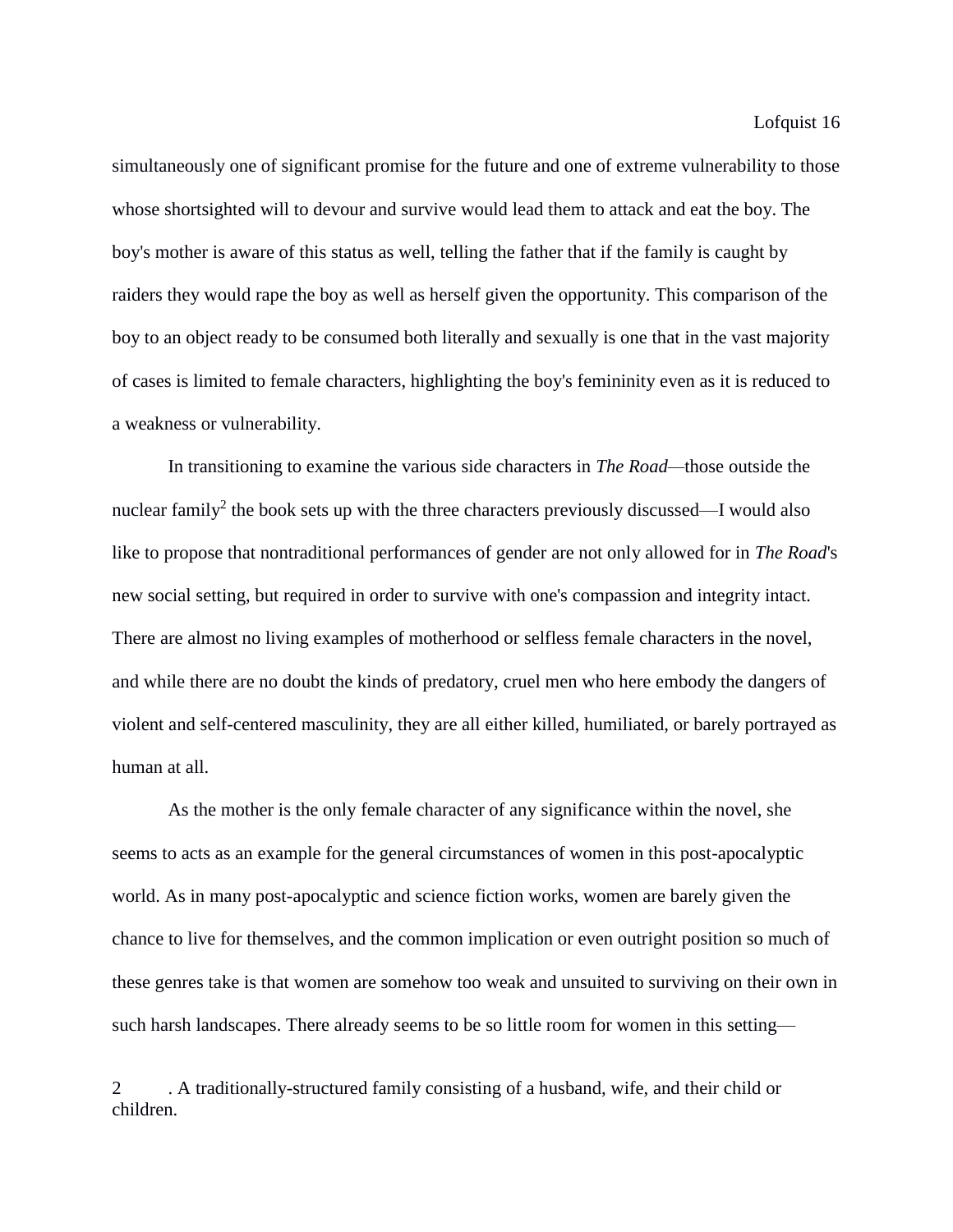simultaneously one of significant promise for the future and one of extreme vulnerability to those whose shortsighted will to devour and survive would lead them to attack and eat the boy. The boy's mother is aware of this status as well, telling the father that if the family is caught by raiders they would rape the boy as well as herself given the opportunity. This comparison of the boy to an object ready to be consumed both literally and sexually is one that in the vast majority of cases is limited to female characters, highlighting the boy's femininity even as it is reduced to a weakness or vulnerability.

In transitioning to examine the various side characters in *The Road*—those outside the nuclear family[2] the book sets up with the three characters previously discussed—I would also like to propose that nontraditional performances of gender are not only allowed for in *The Road*'s new social setting, but required in order to survive with one's compassion and integrity intact. There are almost no living examples of motherhood or selfless female characters in the novel, and while there are no doubt the kinds of predatory, cruel men who here embody the dangers of violent and self-centered masculinity, they are all either killed, humiliated, or barely portrayed as human at all.

As the mother is the only female character of any significance within the novel, she seems to acts as an example for the general circumstances of women in this post-apocalyptic world. As in many post-apocalyptic and science fiction works, women are barely given the chance to live for themselves, and the common implication or even outright position so much of these genres take is that women are somehow too weak and unsuited to surviving on their own in such harsh landscapes. There already seems to be so little room for women in this setting—

2 . A traditionally-structured family consisting of a husband, wife, and their child or children.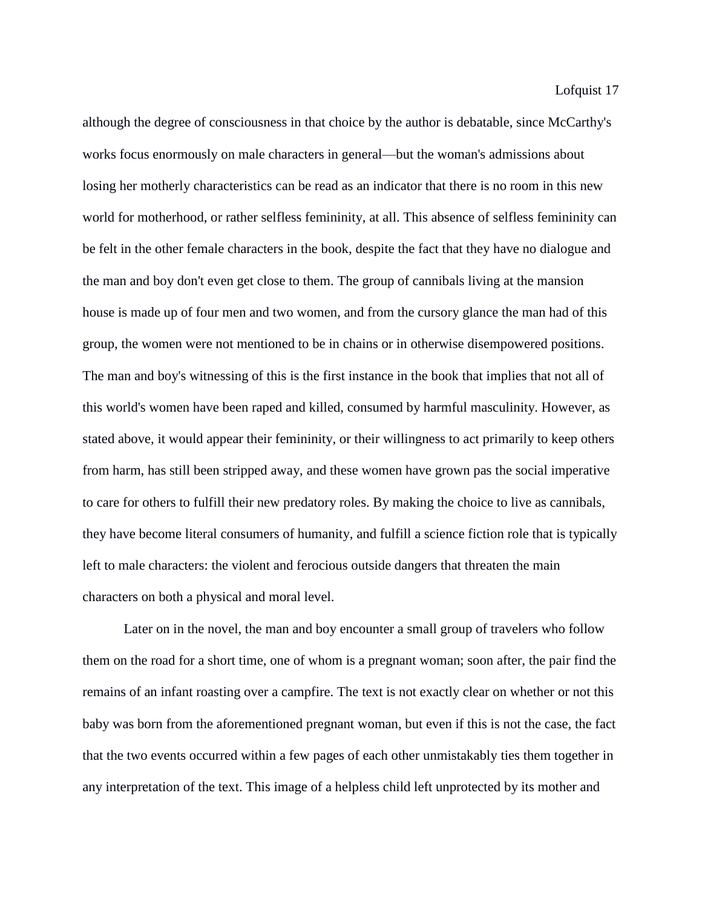although the degree of consciousness in that choice by the author is debatable, since McCarthy's works focus enormously on male characters in general—but the woman's admissions about losing her motherly characteristics can be read as an indicator that there is no room in this new world for motherhood, or rather selfless femininity, at all. This absence of selfless femininity can be felt in the other female characters in the book, despite the fact that they have no dialogue and the man and boy don't even get close to them. The group of cannibals living at the mansion house is made up of four men and two women, and from the cursory glance the man had of this group, the women were not mentioned to be in chains or in otherwise disempowered positions. The man and boy's witnessing of this is the first instance in the book that implies that not all of this world's women have been raped and killed, consumed by harmful masculinity. However, as stated above, it would appear their femininity, or their willingness to act primarily to keep others from harm, has still been stripped away, and these women have grown pas the social imperative to care for others to fulfill their new predatory roles. By making the choice to live as cannibals, they have become literal consumers of humanity, and fulfill a science fiction role that is typically left to male characters: the violent and ferocious outside dangers that threaten the main characters on both a physical and moral level.

Later on in the novel, the man and boy encounter a small group of travelers who follow them on the road for a short time, one of whom is a pregnant woman; soon after, the pair find the remains of an infant roasting over a campfire. The text is not exactly clear on whether or not this baby was born from the aforementioned pregnant woman, but even if this is not the case, the fact that the two events occurred within a few pages of each other unmistakably ties them together in any interpretation of the text. This image of a helpless child left unprotected by its mother and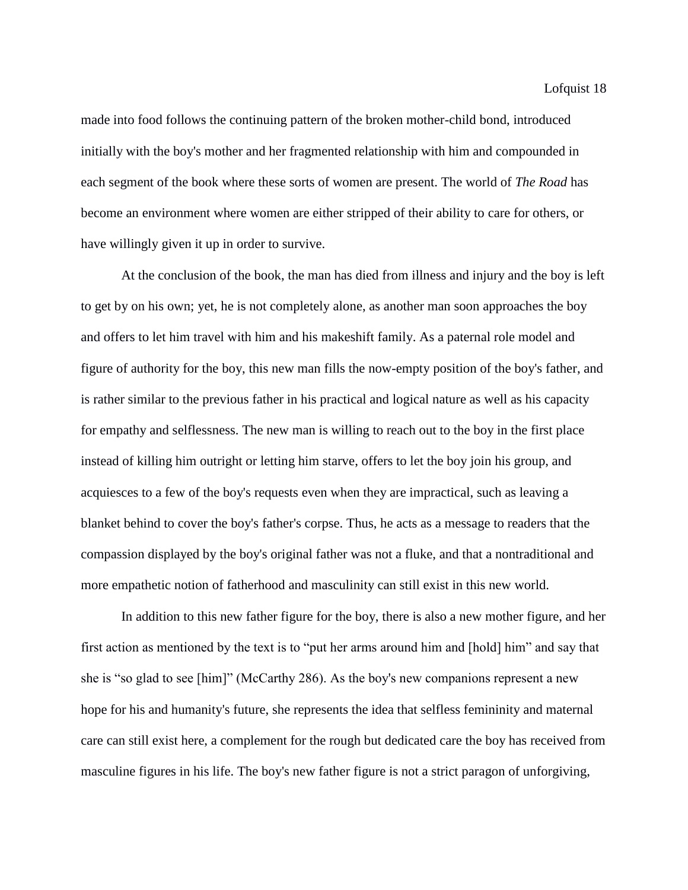made into food follows the continuing pattern of the broken mother-child bond, introduced initially with the boy's mother and her fragmented relationship with him and compounded in each segment of the book where these sorts of women are present. The world of *The Road* has become an environment where women are either stripped of their ability to care for others, or have willingly given it up in order to survive.

At the conclusion of the book, the man has died from illness and injury and the boy is left to get by on his own; yet, he is not completely alone, as another man soon approaches the boy and offers to let him travel with him and his makeshift family. As a paternal role model and figure of authority for the boy, this new man fills the now-empty position of the boy's father, and is rather similar to the previous father in his practical and logical nature as well as his capacity for empathy and selflessness. The new man is willing to reach out to the boy in the first place instead of killing him outright or letting him starve, offers to let the boy join his group, and acquiesces to a few of the boy's requests even when they are impractical, such as leaving a blanket behind to cover the boy's father's corpse. Thus, he acts as a message to readers that the compassion displayed by the boy's original father was not a fluke, and that a nontraditional and more empathetic notion of fatherhood and masculinity can still exist in this new world.

In addition to this new father figure for the boy, there is also a new mother figure, and her first action as mentioned by the text is to "put her arms around him and [hold] him" and say that she is "so glad to see [him]" (McCarthy 286). As the boy's new companions represent a new hope for his and humanity's future, she represents the idea that selfless femininity and maternal care can still exist here, a complement for the rough but dedicated care the boy has received from masculine figures in his life. The boy's new father figure is not a strict paragon of unforgiving,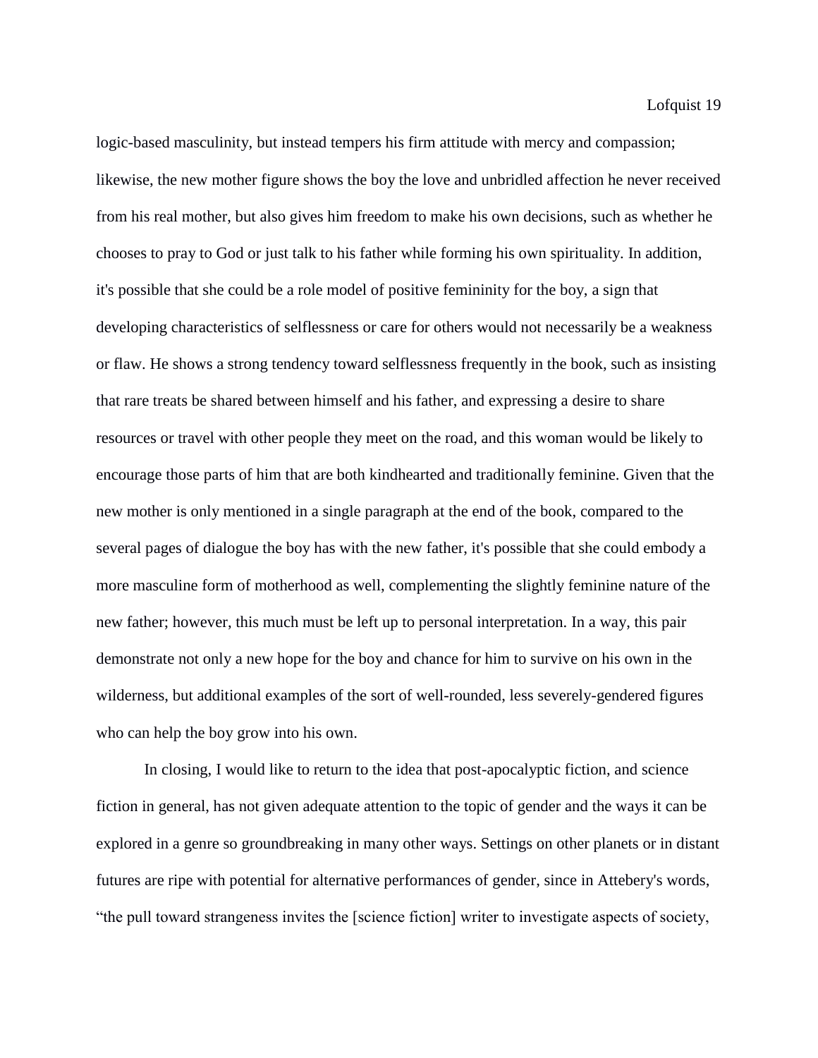logic-based masculinity, but instead tempers his firm attitude with mercy and compassion; likewise, the new mother figure shows the boy the love and unbridled affection he never received from his real mother, but also gives him freedom to make his own decisions, such as whether he chooses to pray to God or just talk to his father while forming his own spirituality. In addition, it's possible that she could be a role model of positive femininity for the boy, a sign that developing characteristics of selflessness or care for others would not necessarily be a weakness or flaw. He shows a strong tendency toward selflessness frequently in the book, such as insisting that rare treats be shared between himself and his father, and expressing a desire to share resources or travel with other people they meet on the road, and this woman would be likely to encourage those parts of him that are both kindhearted and traditionally feminine. Given that the new mother is only mentioned in a single paragraph at the end of the book, compared to the several pages of dialogue the boy has with the new father, it's possible that she could embody a more masculine form of motherhood as well, complementing the slightly feminine nature of the new father; however, this much must be left up to personal interpretation. In a way, this pair demonstrate not only a new hope for the boy and chance for him to survive on his own in the wilderness, but additional examples of the sort of well-rounded, less severely-gendered figures who can help the boy grow into his own.

In closing, I would like to return to the idea that post-apocalyptic fiction, and science fiction in general, has not given adequate attention to the topic of gender and the ways it can be explored in a genre so groundbreaking in many other ways. Settings on other planets or in distant futures are ripe with potential for alternative performances of gender, since in Attebery's words, "the pull toward strangeness invites the [science fiction] writer to investigate aspects of society,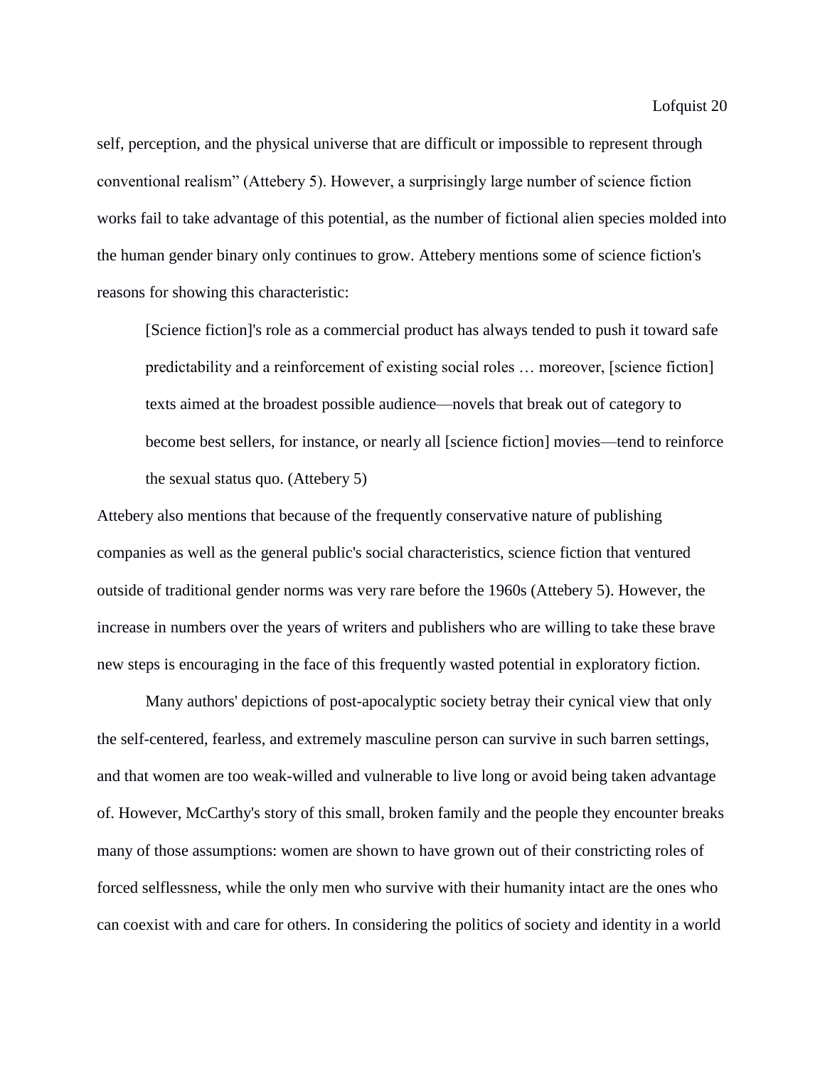self, perception, and the physical universe that are difficult or impossible to represent through conventional realism" (Attebery 5). However, a surprisingly large number of science fiction works fail to take advantage of this potential, as the number of fictional alien species molded into the human gender binary only continues to grow. Attebery mentions some of science fiction's reasons for showing this characteristic:

> [Science fiction]'s role as a commercial product has always tended to push it toward safe predictability and a reinforcement of existing social roles … moreover, [science fiction] texts aimed at the broadest possible audience—novels that break out of category to become best sellers, for instance, or nearly all [science fiction] movies—tend to reinforce the sexual status quo. (Attebery 5)

Attebery also mentions that because of the frequently conservative nature of publishing companies as well as the general public's social characteristics, science fiction that ventured outside of traditional gender norms was very rare before the 1960s (Attebery 5). However, the increase in numbers over the years of writers and publishers who are willing to take these brave new steps is encouraging in the face of this frequently wasted potential in exploratory fiction.

Many authors' depictions of post-apocalyptic society betray their cynical view that only the self-centered, fearless, and extremely masculine person can survive in such barren settings, and that women are too weak-willed and vulnerable to live long or avoid being taken advantage of. However, McCarthy's story of this small, broken family and the people they encounter breaks many of those assumptions: women are shown to have grown out of their constricting roles of forced selflessness, while the only men who survive with their humanity intact are the ones who can coexist with and care for others. In considering the politics of society and identity in a world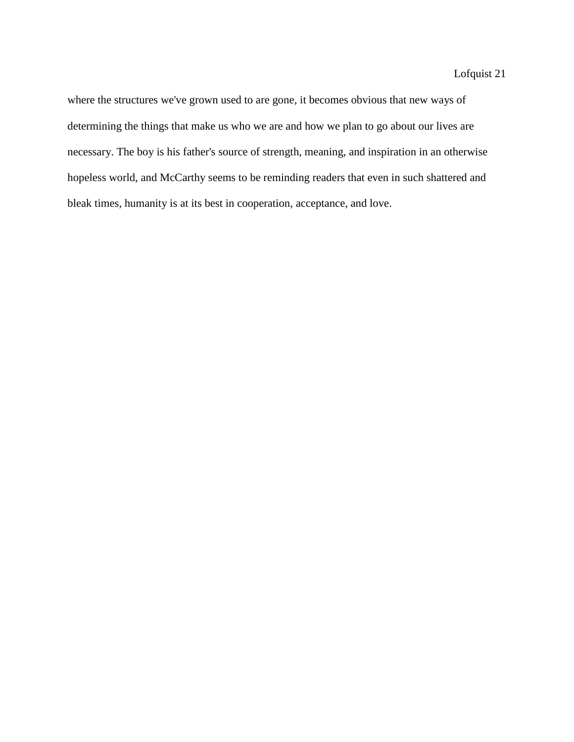where the structures we've grown used to are gone, it becomes obvious that new ways of determining the things that make us who we are and how we plan to go about our lives are necessary. The boy is his father's source of strength, meaning, and inspiration in an otherwise hopeless world, and McCarthy seems to be reminding readers that even in such shattered and bleak times, humanity is at its best in cooperation, acceptance, and love.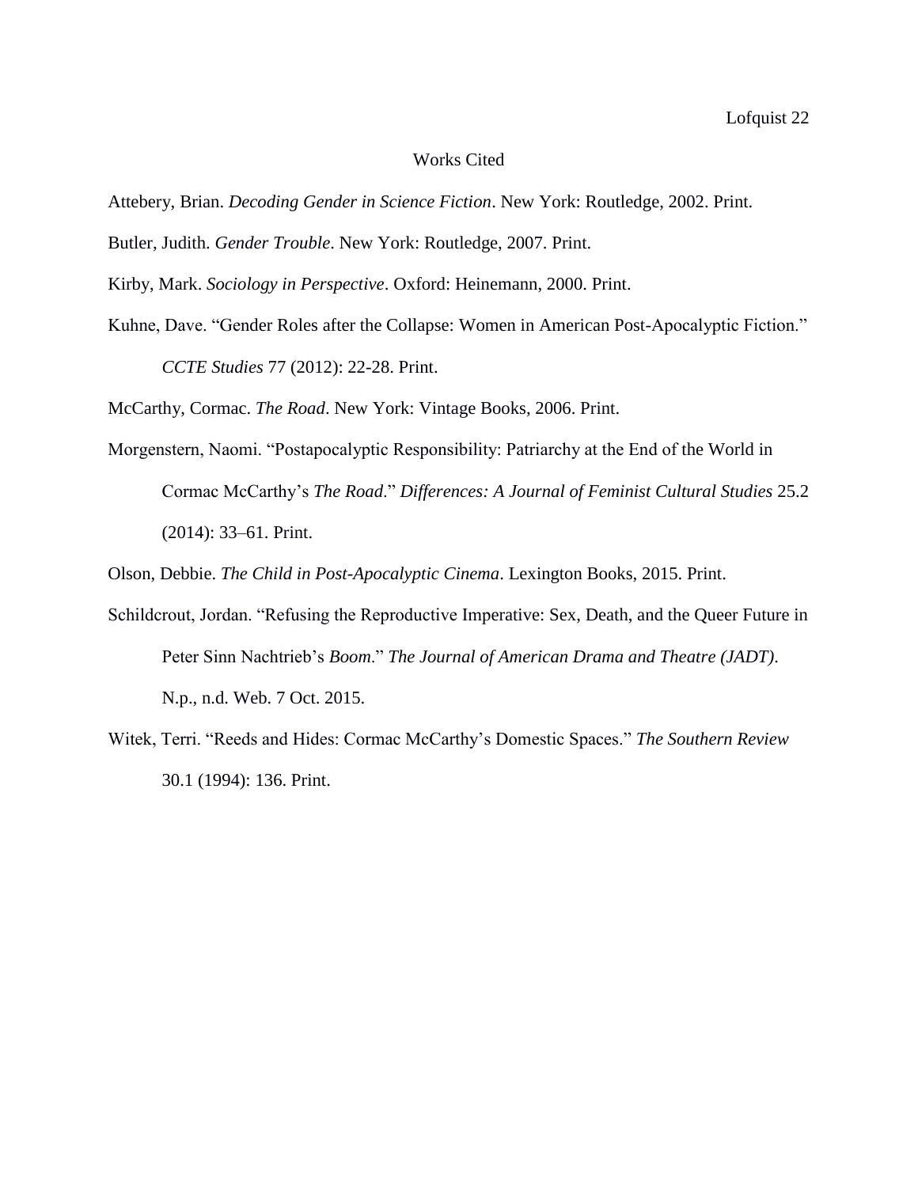# Works Cited

Attebery, Brian. *Decoding Gender in Science Fiction*. New York: Routledge, 2002. Print.

Butler, Judith. *Gender Trouble*. New York: Routledge, 2007. Print.

Kirby, Mark. *Sociology in Perspective*. Oxford: Heinemann, 2000. Print.

Kuhne, Dave. "Gender Roles after the Collapse: Women in American Post-Apocalyptic Fiction." *CCTE Studies* 77 (2012): 22-28. Print.

McCarthy, Cormac. *The Road*. New York: Vintage Books, 2006. Print.

Morgenstern, Naomi. "Postapocalyptic Responsibility: Patriarchy at the End of the World in Cormac McCarthy's *The Road*." *Differences: A Journal of Feminist Cultural Studies* 25.2 (2014): 33–61. Print.

Olson, Debbie. *The Child in Post-Apocalyptic Cinema*. Lexington Books, 2015. Print.

Schildcrout, Jordan. "Refusing the Reproductive Imperative: Sex, Death, and the Queer Future in Peter Sinn Nachtrieb's *Boom*." *The Journal of American Drama and Theatre (JADT)*. N.p., n.d. Web. 7 Oct. 2015.

Witek, Terri. "Reeds and Hides: Cormac McCarthy's Domestic Spaces." *The Southern Review* 30.1 (1994): 136. Print.